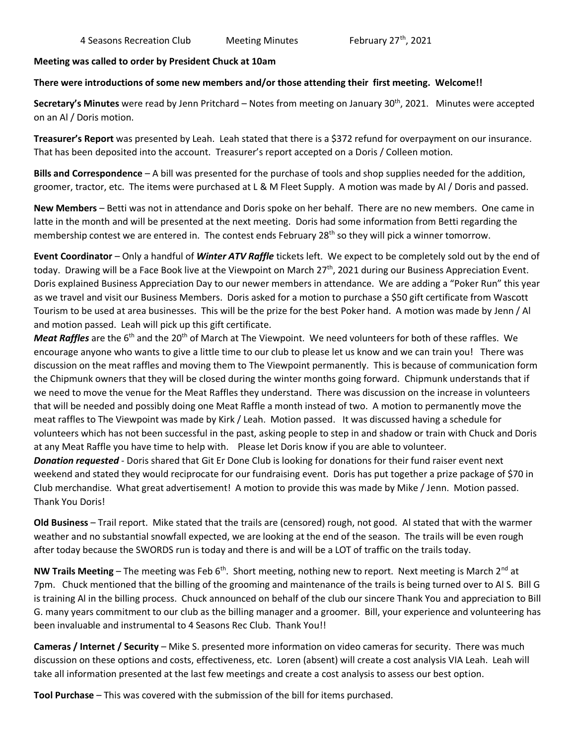4 Seasons Recreation Club Meeting Minutes February 27th, 2021

**Meeting was called to order by President Chuck at 10am**

**There were introductions of some new members and/or those attending their first meeting. Welcome!!**

**Secretary's Minutes** were read by Jenn Pritchard – Notes from meeting on January 30th, 2021. Minutes were accepted on an Al / Doris motion.

**Treasurer's Report** was presented by Leah. Leah stated that there is a $372 refund for overpayment on our insurance. That has been deposited into the account. Treasurer's report accepted on a Doris / Colleen motion.

**Bills and Correspondence** – A bill was presented for the purchase of tools and shop supplies needed for the addition, groomer, tractor, etc. The items were purchased at L & M Fleet Supply. A motion was made by Al / Doris and passed.

**New Members** – Betti was not in attendance and Doris spoke on her behalf. There are no new members. One came in latte in the month and will be presented at the next meeting. Doris had some information from Betti regarding the membership contest we are entered in. The contest ends February 28th so they will pick a winner tomorrow.

**Event Coordinator** – Only a handful of ***Winter ATV Raffle*** tickets left. We expect to be completely sold out by the end of today. Drawing will be a Face Book live at the Viewpoint on March 27th, 2021 during our Business Appreciation Event. Doris explained Business Appreciation Day to our newer members in attendance. We are adding a "Poker Run" this year as we travel and visit our Business Members. Doris asked for a motion to purchase a $50 gift certificate from Wascott Tourism to be used at area businesses. This will be the prize for the best Poker hand. A motion was made by Jenn / Al and motion passed. Leah will pick up this gift certificate.

***Meat Raffles*** are the 6th and the 20th of March at The Viewpoint. We need volunteers for both of these raffles. We encourage anyone who wants to give a little time to our club to please let us know and we can train you! There was discussion on the meat raffles and moving them to The Viewpoint permanently. This is because of communication form the Chipmunk owners that they will be closed during the winter months going forward. Chipmunk understands that if we need to move the venue for the Meat Raffles they understand. There was discussion on the increase in volunteers that will be needed and possibly doing one Meat Raffle a month instead of two. A motion to permanently move the meat raffles to The Viewpoint was made by Kirk / Leah. Motion passed. It was discussed having a schedule for volunteers which has not been successful in the past, asking people to step in and shadow or train with Chuck and Doris at any Meat Raffle you have time to help with. Please let Doris know if you are able to volunteer.

***Donation requested*** - Doris shared that Git Er Done Club is looking for donations for their fund raiser event next weekend and stated they would reciprocate for our fundraising event. Doris has put together a prize package of $70 in Club merchandise. What great advertisement! A motion to provide this was made by Mike / Jenn. Motion passed. Thank You Doris!

**Old Business** – Trail report. Mike stated that the trails are (censored) rough, not good. Al stated that with the warmer weather and no substantial snowfall expected, we are looking at the end of the season. The trails will be even rough after today because the SWORDS run is today and there is and will be a LOT of traffic on the trails today.

**NW Trails Meeting** – The meeting was Feb 6th. Short meeting, nothing new to report. Next meeting is March 2nd at 7pm. Chuck mentioned that the billing of the grooming and maintenance of the trails is being turned over to Al S. Bill G is training Al in the billing process. Chuck announced on behalf of the club our sincere Thank You and appreciation to Bill G. many years commitment to our club as the billing manager and a groomer. Bill, your experience and volunteering has been invaluable and instrumental to 4 Seasons Rec Club. Thank You!!

**Cameras / Internet / Security** – Mike S. presented more information on video cameras for security. There was much discussion on these options and costs, effectiveness, etc. Loren (absent) will create a cost analysis VIA Leah. Leah will take all information presented at the last few meetings and create a cost analysis to assess our best option.

**Tool Purchase** – This was covered with the submission of the bill for items purchased.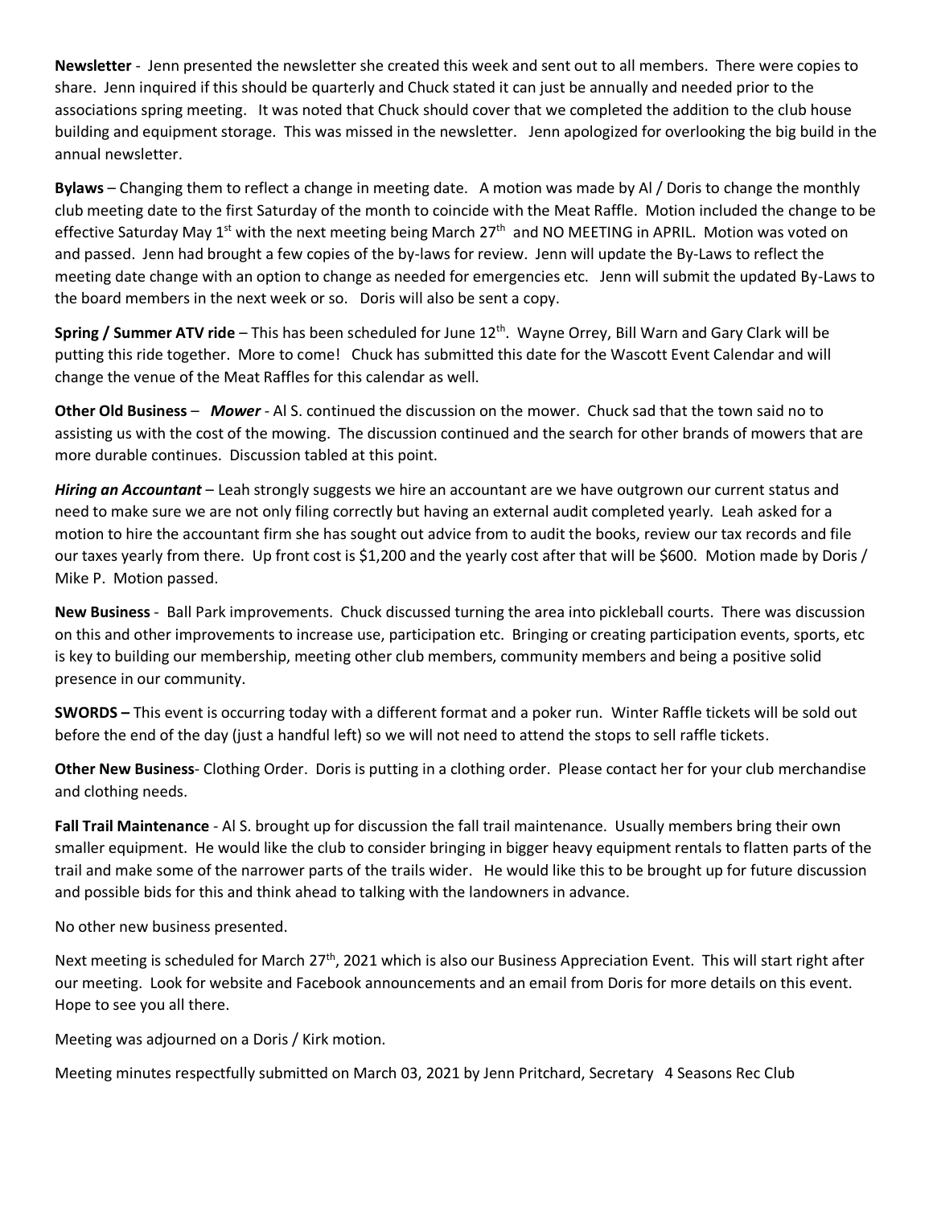**Newsletter** - Jenn presented the newsletter she created this week and sent out to all members. There were copies to share. Jenn inquired if this should be quarterly and Chuck stated it can just be annually and needed prior to the associations spring meeting. It was noted that Chuck should cover that we completed the addition to the club house building and equipment storage. This was missed in the newsletter. Jenn apologized for overlooking the big build in the annual newsletter.

**Bylaws** – Changing them to reflect a change in meeting date. A motion was made by Al / Doris to change the monthly club meeting date to the first Saturday of the month to coincide with the Meat Raffle. Motion included the change to be effective Saturday May 1st with the next meeting being March 27th and NO MEETING in APRIL. Motion was voted on and passed. Jenn had brought a few copies of the by-laws for review. Jenn will update the By-Laws to reflect the meeting date change with an option to change as needed for emergencies etc. Jenn will submit the updated By-Laws to the board members in the next week or so. Doris will also be sent a copy.

**Spring / Summer ATV ride** – This has been scheduled for June 12th. Wayne Orrey, Bill Warn and Gary Clark will be putting this ride together. More to come! Chuck has submitted this date for the Wascott Event Calendar and will change the venue of the Meat Raffles for this calendar as well.

**Other Old Business** – ***Mower*** - Al S. continued the discussion on the mower. Chuck sad that the town said no to assisting us with the cost of the mowing. The discussion continued and the search for other brands of mowers that are more durable continues. Discussion tabled at this point.

***Hiring an Accountant*** – Leah strongly suggests we hire an accountant are we have outgrown our current status and need to make sure we are not only filing correctly but having an external audit completed yearly. Leah asked for a motion to hire the accountant firm she has sought out advice from to audit the books, review our tax records and file our taxes yearly from there. Up front cost is $1,200 and the yearly cost after that will be $600. Motion made by Doris / Mike P. Motion passed.

**New Business** - Ball Park improvements. Chuck discussed turning the area into pickleball courts. There was discussion on this and other improvements to increase use, participation etc. Bringing or creating participation events, sports, etc is key to building our membership, meeting other club members, community members and being a positive solid presence in our community.

**SWORDS –** This event is occurring today with a different format and a poker run. Winter Raffle tickets will be sold out before the end of the day (just a handful left) so we will not need to attend the stops to sell raffle tickets.

**Other New Business**- Clothing Order. Doris is putting in a clothing order. Please contact her for your club merchandise and clothing needs.

**Fall Trail Maintenance** - Al S. brought up for discussion the fall trail maintenance. Usually members bring their own smaller equipment. He would like the club to consider bringing in bigger heavy equipment rentals to flatten parts of the trail and make some of the narrower parts of the trails wider. He would like this to be brought up for future discussion and possible bids for this and think ahead to talking with the landowners in advance.

No other new business presented.

Next meeting is scheduled for March 27th, 2021 which is also our Business Appreciation Event. This will start right after our meeting. Look for website and Facebook announcements and an email from Doris for more details on this event. Hope to see you all there.

Meeting was adjourned on a Doris / Kirk motion.

Meeting minutes respectfully submitted on March 03, 2021 by Jenn Pritchard, Secretary 4 Seasons Rec Club